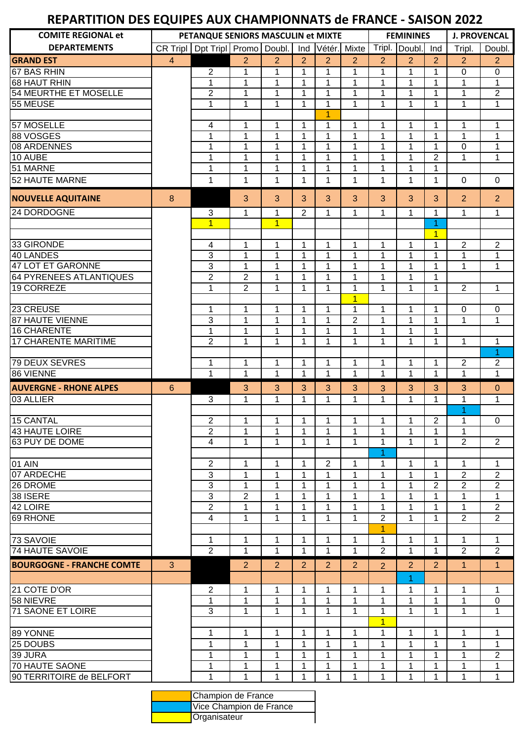# REPARTITION DES EQUIPES AUX CHAMPIONNATS de FRANCE - SAISON 2022

| COMITE REGIONAL et | PETANQUE SENIORS MASCULIN et MIXTE | | | | | | | FEMININES | | | J. PROVENCAL | |
|---|---|---|---|---|---|---|---|---|---|---|---|---|
| DEPARTEMENTS | CR Tripl | Dpt Tripl | Promo | Doubl. | Ind | Vétér. | Mixte | Tripl. | Doubl. | Ind | Tripl. | Doubl. |
| **GRAND EST** | 4 | | 2 | 2 | 2 | 2 | 2 | 2 | 2 | 2 | 2 | 2 |
| 67 BAS RHIN | | 2 | 1 | 1 | 1 | 1 | 1 | 1 | 1 | 1 | 0 | 0 |
| 68 HAUT RHIN | | 1 | 1 | 1 | 1 | 1 | 1 | 1 | 1 | 1 | 1 | 1 |
| 54 MEURTHE ET MOSELLE | | 2 | 1 | 1 | 1 | 1 | 1 | 1 | 1 | 1 | 1 | 2 |
| 55 MEUSE | | 1 | 1 | 1 | 1 | 1 | 1 | 1 | 1 | 1 | 1 | 1 |
| | | | | | | 1 | | | | | | |
| 57 MOSELLE | | 4 | 1 | 1 | 1 | 1 | 1 | 1 | 1 | 1 | 1 | 1 |
| 88 VOSGES | | 1 | 1 | 1 | 1 | 1 | 1 | 1 | 1 | 1 | 1 | 1 |
| 08 ARDENNES | | 1 | 1 | 1 | 1 | 1 | 1 | 1 | 1 | 1 | 0 | 1 |
| 10 AUBE | | 1 | 1 | 1 | 1 | 1 | 1 | 1 | 1 | 2 | 1 | 1 |
| 51 MARNE | | 1 | 1 | 1 | 1 | 1 | 1 | 1 | 1 | 1 | | |
| 52 HAUTE MARNE | | 1 | 1 | 1 | 1 | 1 | 1 | 1 | 1 | 1 | 0 | 0 |
| **NOUVELLE AQUITAINE** | 8 | | 3 | 3 | 3 | 3 | 3 | 3 | 3 | 3 | 2 | 2 |
| 24 DORDOGNE | | 3 | 1 | 1 | 2 | 1 | 1 | 1 | 1 | 1 | 1 | 1 |
| | | 1 | | 1 | | | | | | 1 | | |
| | | | | | | | | | | 1 | | |
| 33 GIRONDE | | 4 | 1 | 1 | 1 | 1 | 1 | 1 | 1 | 1 | 2 | 2 |
| 40 LANDES | | 3 | 1 | 1 | 1 | 1 | 1 | 1 | 1 | 1 | 1 | 1 |
| 47 LOT ET GARONNE | | 3 | 1 | 1 | 1 | 1 | 1 | 1 | 1 | 1 | 1 | 1 |
| 64 PYRENEES ATLANTIQUES | | 2 | 2 | 1 | 1 | 1 | 1 | 1 | 1 | 1 | | |
| 19 CORREZE | | 1 | 2 | 1 | 1 | 1 | 1 | 1 | 1 | 1 | 2 | 1 |
| | | | | | | | 1 | | | | | |
| 23 CREUSE | | 1 | 1 | 1 | 1 | 1 | 1 | 1 | 1 | 1 | 0 | 0 |
| 87 HAUTE VIENNE | | 3 | 1 | 1 | 1 | 1 | 2 | 1 | 1 | 1 | 1 | 1 |
| 16 CHARENTE | | 1 | 1 | 1 | 1 | 1 | 1 | 1 | 1 | 1 | | |
| 17 CHARENTE MARITIME | | 2 | 1 | 1 | 1 | 1 | 1 | 1 | 1 | 1 | 1 | 1 |
| | | | | | | | | | | | | 1 |
| 79 DEUX SEVRES | | 1 | 1 | 1 | 1 | 1 | 1 | 1 | 1 | 1 | 2 | 2 |
| 86 VIENNE | | 1 | 1 | 1 | 1 | 1 | 1 | 1 | 1 | 1 | 1 | 1 |
| **AUVERGNE - RHONE ALPES** | 6 | | 3 | 3 | 3 | 3 | 3 | 3 | 3 | 3 | 3 | 0 |
| 03 ALLIER | | 3 | 1 | 1 | 1 | 1 | 1 | 1 | 1 | 1 | 1 | 1 |
| | | | | | | | | | | | 1 | |
| 15 CANTAL | | 2 | 1 | 1 | 1 | 1 | 1 | 1 | 1 | 2 | 1 | 0 |
| 43 HAUTE LOIRE | | 2 | 1 | 1 | 1 | 1 | 1 | 1 | 1 | 1 | 1 | |
| 63 PUY DE DOME | | 4 | 1 | 1 | 1 | 1 | 1 | 1 | 1 | 1 | 2 | 2 |
| | | | | | | | | 1 | | | | |
| 01 AIN | | 2 | 1 | 1 | 1 | 2 | 1 | 1 | 1 | 1 | 1 | 1 |
| 07 ARDECHE | | 3 | 1 | 1 | 1 | 1 | 1 | 1 | 1 | 1 | 2 | 2 |
| 26 DROME | | 3 | 1 | 1 | 1 | 1 | 1 | 1 | 1 | 2 | 2 | 2 |
| 38 ISERE | | 3 | 2 | 1 | 1 | 1 | 1 | 1 | 1 | 1 | 1 | 1 |
| 42 LOIRE | | 2 | 1 | 1 | 1 | 1 | 1 | 1 | 1 | 1 | 1 | 2 |
| 69 RHONE | | 4 | 1 | 1 | 1 | 1 | 1 | 2 | 1 | 1 | 2 | 2 |
| | | | | | | | | 1 | | | | |
| 73 SAVOIE | | 1 | 1 | 1 | 1 | 1 | 1 | 1 | 1 | 1 | 1 | 1 |
| 74 HAUTE SAVOIE | | 2 | 1 | 1 | 1 | 1 | 1 | 2 | 1 | 1 | 2 | 2 |
| **BOURGOGNE - FRANCHE COMTE** | 3 | | 2 | 2 | 2 | 2 | 2 | 2 | 2 | 2 | 1 | 1 |
| | | | | | | | | | 1 | | | |
| 21 COTE D'OR | | 2 | 1 | 1 | 1 | 1 | 1 | 1 | 1 | 1 | 1 | 1 |
| 58 NIEVRE | | 1 | 1 | 1 | 1 | 1 | 1 | 1 | 1 | 1 | 1 | 0 |
| 71 SAONE ET LOIRE | | 3 | 1 | 1 | 1 | 1 | 1 | 1 | 1 | 1 | 1 | 1 |
| | | | | | | | | 1 | | | | |
| 89 YONNE | | 1 | 1 | 1 | 1 | 1 | 1 | 1 | 1 | 1 | 1 | 1 |
| 25 DOUBS | | 1 | 1 | 1 | 1 | 1 | 1 | 1 | 1 | 1 | 1 | 1 |
| 39 JURA | | 1 | 1 | 1 | 1 | 1 | 1 | 1 | 1 | 1 | 1 | 2 |
| 70 HAUTE SAONE | | 1 | 1 | 1 | 1 | 1 | 1 | 1 | 1 | 1 | 1 | 1 |
| 90 TERRITOIRE de BELFORT | | 1 | 1 | 1 | 1 | 1 | 1 | 1 | 1 | 1 | 1 | 1 |

| Couleur | Légende |
|---|---|
| (orange) | Champion de France |
| (bleu) | Vice Champion de France |
| (jaune) | Organisateur |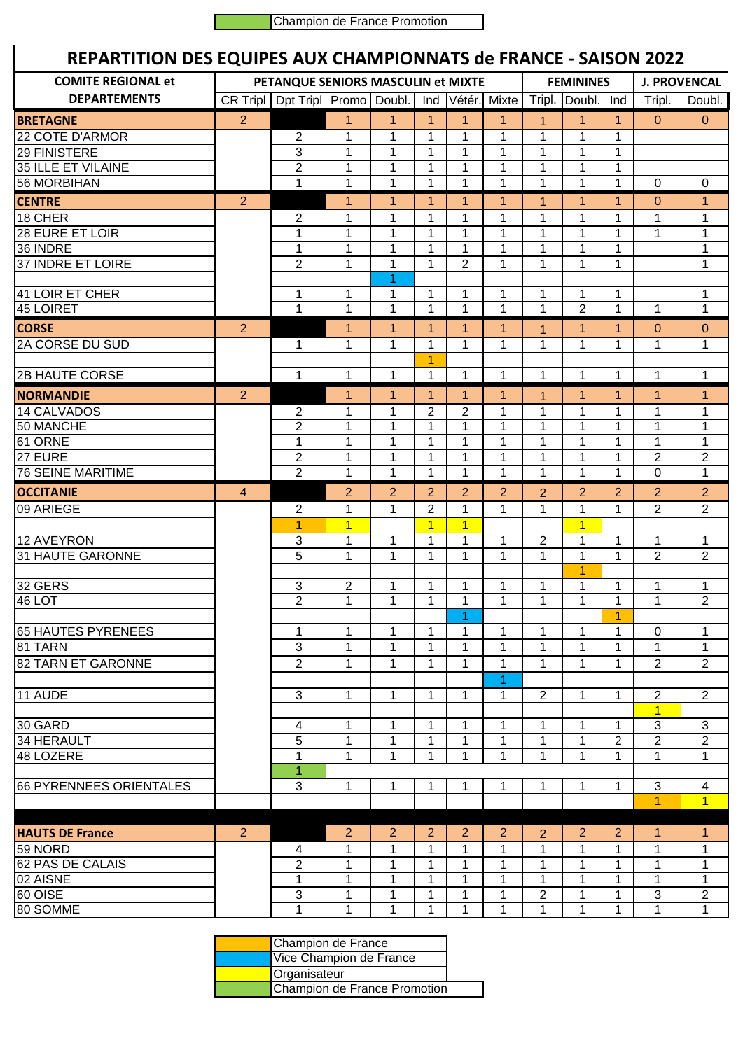Champion de France Promotion

# REPARTITION DES EQUIPES AUX CHAMPIONNATS de FRANCE - SAISON 2022

| COMITE REGIONAL et DEPARTEMENTS | PETANQUE SENIORS MASCULIN et MIXTE | | | | | | | FEMININES | | | J. PROVENCAL | |
|---|---|---|---|---|---|---|---|---|---|---|---|---|
| | CR Tripl | Dpt Tripl | Promo | Doubl. | Ind | Vétér. | Mixte | Tripl. | Doubl. | Ind | Tripl. | Doubl. |
| **BRETAGNE** | 2 | | 1 | 1 | 1 | 1 | 1 | 1 | 1 | 1 | 0 | 0 |
| 22 COTE D'ARMOR | | 2 | 1 | 1 | 1 | 1 | 1 | 1 | 1 | 1 | | |
| 29 FINISTERE | | 3 | 1 | 1 | 1 | 1 | 1 | 1 | 1 | 1 | | |
| 35 ILLE ET VILAINE | | 2 | 1 | 1 | 1 | 1 | 1 | 1 | 1 | 1 | | |
| 56 MORBIHAN | | 1 | 1 | 1 | 1 | 1 | 1 | 1 | 1 | 1 | 0 | 0 |
| **CENTRE** | 2 | | 1 | 1 | 1 | 1 | 1 | 1 | 1 | 1 | 0 | 1 |
| 18 CHER | | 2 | 1 | 1 | 1 | 1 | 1 | 1 | 1 | 1 | 1 | 1 |
| 28 EURE ET LOIR | | 1 | 1 | 1 | 1 | 1 | 1 | 1 | 1 | 1 | 1 | 1 |
| 36 INDRE | | 1 | 1 | 1 | 1 | 1 | 1 | 1 | 1 | 1 | | 1 |
| 37 INDRE ET LOIRE | | 2 | 1 | 1 | 1 | 2 | 1 | 1 | 1 | 1 | | 1 |
| | | | | 1 | | | | | | | | |
| 41 LOIR ET CHER | | 1 | 1 | 1 | 1 | 1 | 1 | 1 | 1 | 1 | | 1 |
| 45 LOIRET | | 1 | 1 | 1 | 1 | 1 | 1 | 1 | 2 | 1 | 1 | 1 |
| **CORSE** | 2 | | 1 | 1 | 1 | 1 | 1 | 1 | 1 | 1 | 0 | 0 |
| 2A CORSE DU SUD | | 1 | 1 | 1 | 1 | 1 | 1 | 1 | 1 | 1 | 1 | 1 |
| | | | | | 1 | | | | | | | |
| 2B HAUTE CORSE | | 1 | 1 | 1 | 1 | 1 | 1 | 1 | 1 | 1 | 1 | 1 |
| **NORMANDIE** | 2 | | 1 | 1 | 1 | 1 | 1 | 1 | 1 | 1 | 1 | 1 |
| 14 CALVADOS | | 2 | 1 | 1 | 2 | 2 | 1 | 1 | 1 | 1 | 1 | 1 |
| 50 MANCHE | | 2 | 1 | 1 | 1 | 1 | 1 | 1 | 1 | 1 | 1 | 1 |
| 61 ORNE | | 1 | 1 | 1 | 1 | 1 | 1 | 1 | 1 | 1 | 1 | 1 |
| 27 EURE | | 2 | 1 | 1 | 1 | 1 | 1 | 1 | 1 | 1 | 2 | 2 |
| 76 SEINE MARITIME | | 2 | 1 | 1 | 1 | 1 | 1 | 1 | 1 | 1 | 0 | 1 |
| **OCCITANIE** | 4 | | 2 | 2 | 2 | 2 | 2 | 2 | 2 | 2 | 2 | 2 |
| 09 ARIEGE | | 2 | 1 | 1 | 2 | 1 | 1 | 1 | 1 | 1 | 2 | 2 |
| | | 1 | 1 | | 1 | 1 | | | 1 | | | |
| 12 AVEYRON | | 3 | 1 | 1 | 1 | 1 | 1 | 2 | 1 | 1 | 1 | 1 |
| 31 HAUTE GARONNE | | 5 | 1 | 1 | 1 | 1 | 1 | 1 | 1 | 1 | 2 | 2 |
| | | | | | | | | | 1 | | | |
| 32 GERS | | 3 | 2 | 1 | 1 | 1 | 1 | 1 | 1 | 1 | 1 | 1 |
| 46 LOT | | 2 | 1 | 1 | 1 | 1 | 1 | 1 | 1 | 1 | 1 | 2 |
| | | | | | | 1 | | | | 1 | | |
| 65 HAUTES PYRENEES | | 1 | 1 | 1 | 1 | 1 | 1 | 1 | 1 | 1 | 0 | 1 |
| 81 TARN | | 3 | 1 | 1 | 1 | 1 | 1 | 1 | 1 | 1 | 1 | 1 |
| 82 TARN ET GARONNE | | 2 | 1 | 1 | 1 | 1 | 1 | 1 | 1 | 1 | 2 | 2 |
| | | | | | | | 1 | | | | | |
| 11 AUDE | | 3 | 1 | 1 | 1 | 1 | 1 | 2 | 1 | 1 | 2 | 2 |
| | | | | | | | | | | | 1 | |
| 30 GARD | | 4 | 1 | 1 | 1 | 1 | 1 | 1 | 1 | 1 | 3 | 3 |
| 34 HERAULT | | 5 | 1 | 1 | 1 | 1 | 1 | 1 | 1 | 2 | 2 | 2 |
| 48 LOZERE | | 1 | 1 | 1 | 1 | 1 | 1 | 1 | 1 | 1 | 1 | 1 |
| | | 1 | | | | | | | | | | |
| 66 PYRENNEES ORIENTALES | | 3 | 1 | 1 | 1 | 1 | 1 | 1 | 1 | 1 | 3 | 4 |
| | | | | | | | | | | | 1 | 1 |
| | | | | | | | | | | | | |
| **HAUTS DE France** | 2 | | 2 | 2 | 2 | 2 | 2 | 2 | 2 | 2 | 1 | 1 |
| 59 NORD | | 4 | 1 | 1 | 1 | 1 | 1 | 1 | 1 | 1 | 1 | 1 |
| 62 PAS DE CALAIS | | 2 | 1 | 1 | 1 | 1 | 1 | 1 | 1 | 1 | 1 | 1 |
| 02 AISNE | | 1 | 1 | 1 | 1 | 1 | 1 | 1 | 1 | 1 | 1 | 1 |
| 60 OISE | | 3 | 1 | 1 | 1 | 1 | 1 | 2 | 1 | 1 | 3 | 2 |
| 80 SOMME | | 1 | 1 | 1 | 1 | 1 | 1 | 1 | 1 | 1 | 1 | 1 |

Légende :

- Champion de France
- Vice Champion de France
- Organisateur
- Champion de France Promotion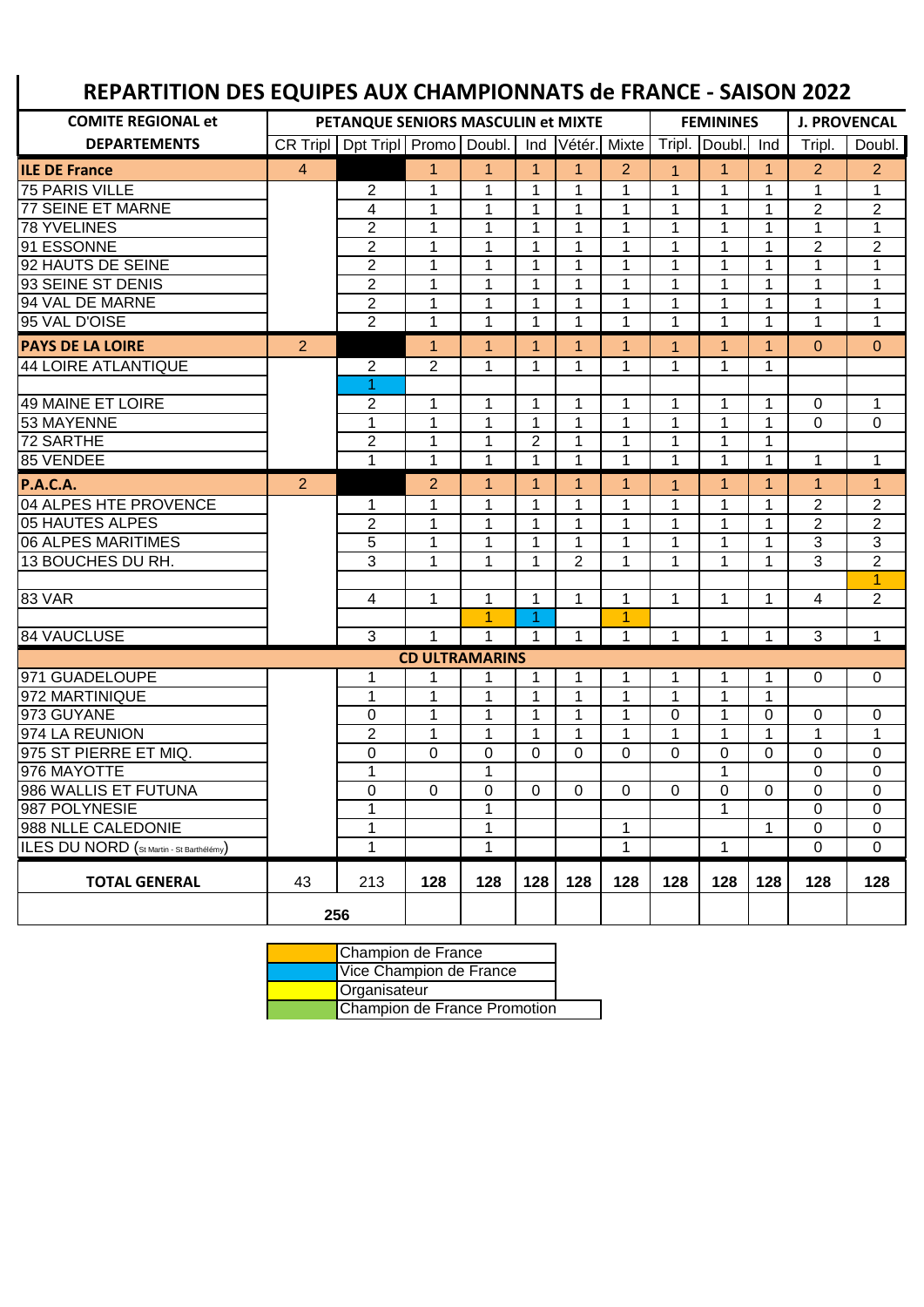# REPARTITION DES EQUIPES AUX CHAMPIONNATS de FRANCE - SAISON 2022

| COMITE REGIONAL et | PETANQUE SENIORS MASCULIN et MIXTE | | | | | | | FEMININES | | | J. PROVENCAL | |
|---|---|---|---|---|---|---|---|---|---|---|---|---|
| DEPARTEMENTS | CR Tripl | Dpt Tripl | Promo | Doubl. | Ind | Vétér. | Mixte | Tripl. | Doubl. | Ind | Tripl. | Doubl. |
| **ILE DE France** | 4 | | 1 | 1 | 1 | 1 | 2 | 1 | 1 | 1 | 2 | 2 |
| 75 PARIS VILLE | | 2 | 1 | 1 | 1 | 1 | 1 | 1 | 1 | 1 | 1 | 1 |
| 77 SEINE ET MARNE | | 4 | 1 | 1 | 1 | 1 | 1 | 1 | 1 | 1 | 2 | 2 |
| 78 YVELINES | | 2 | 1 | 1 | 1 | 1 | 1 | 1 | 1 | 1 | 1 | 1 |
| 91 ESSONNE | | 2 | 1 | 1 | 1 | 1 | 1 | 1 | 1 | 1 | 2 | 2 |
| 92 HAUTS DE SEINE | | 2 | 1 | 1 | 1 | 1 | 1 | 1 | 1 | 1 | 1 | 1 |
| 93 SEINE ST DENIS | | 2 | 1 | 1 | 1 | 1 | 1 | 1 | 1 | 1 | 1 | 1 |
| 94 VAL DE MARNE | | 2 | 1 | 1 | 1 | 1 | 1 | 1 | 1 | 1 | 1 | 1 |
| 95 VAL D'OISE | | 2 | 1 | 1 | 1 | 1 | 1 | 1 | 1 | 1 | 1 | 1 |
| **PAYS DE LA LOIRE** | 2 | | 1 | 1 | 1 | 1 | 1 | 1 | 1 | 1 | 0 | 0 |
| 44 LOIRE ATLANTIQUE | | 2 | 2 | 1 | 1 | 1 | 1 | 1 | 1 | 1 | | |
| | | 1 | | | | | | | | | | |
| 49 MAINE ET LOIRE | | 2 | 1 | 1 | 1 | 1 | 1 | 1 | 1 | 1 | 0 | 1 |
| 53 MAYENNE | | 1 | 1 | 1 | 1 | 1 | 1 | 1 | 1 | 1 | 0 | 0 |
| 72 SARTHE | | 2 | 1 | 1 | 2 | 1 | 1 | 1 | 1 | 1 | | |
| 85 VENDEE | | 1 | 1 | 1 | 1 | 1 | 1 | 1 | 1 | 1 | 1 | 1 |
| **P.A.C.A.** | 2 | | 2 | 1 | 1 | 1 | 1 | 1 | 1 | 1 | 1 | 1 |
| 04 ALPES HTE PROVENCE | | 1 | 1 | 1 | 1 | 1 | 1 | 1 | 1 | 1 | 2 | 2 |
| 05 HAUTES ALPES | | 2 | 1 | 1 | 1 | 1 | 1 | 1 | 1 | 1 | 2 | 2 |
| 06 ALPES MARITIMES | | 5 | 1 | 1 | 1 | 1 | 1 | 1 | 1 | 1 | 3 | 3 |
| 13 BOUCHES DU RH. | | 3 | 1 | 1 | 1 | 2 | 1 | 1 | 1 | 1 | 3 | 2 |
| | | | | | | | | | | | | 1 |
| 83 VAR | | 4 | 1 | 1 | 1 | 1 | 1 | 1 | 1 | 1 | 4 | 2 |
| | | | | 1 | 1 | | 1 | | | | | |
| 84 VAUCLUSE | | 3 | 1 | 1 | 1 | 1 | 1 | 1 | 1 | 1 | 3 | 1 |
| **CD ULTRAMARINS** | | | | | | | | | | | | |
| 971 GUADELOUPE | | 1 | 1 | 1 | 1 | 1 | 1 | 1 | 1 | 1 | 0 | 0 |
| 972 MARTINIQUE | | 1 | 1 | 1 | 1 | 1 | 1 | 1 | 1 | 1 | | |
| 973 GUYANE | | 0 | 1 | 1 | 1 | 1 | 1 | 0 | 1 | 0 | 0 | 0 |
| 974 LA REUNION | | 2 | 1 | 1 | 1 | 1 | 1 | 1 | 1 | 1 | 1 | 1 |
| 975 ST PIERRE ET MIQ. | | 0 | 0 | 0 | 0 | 0 | 0 | 0 | 0 | 0 | 0 | 0 |
| 976 MAYOTTE | | 1 | | 1 | | | | | 1 | | 0 | 0 |
| 986 WALLIS ET FUTUNA | | 0 | 0 | 0 | 0 | 0 | 0 | 0 | 0 | 0 | 0 | 0 |
| 987 POLYNESIE | | 1 | | 1 | | | | | 1 | | 0 | 0 |
| 988 NLLE CALEDONIE | | 1 | | 1 | | | 1 | | | 1 | 0 | 0 |
| ILES DU NORD (St Martin - St Barthélémy) | | 1 | | 1 | | | 1 | | 1 | | 0 | 0 |
| **TOTAL GENERAL** | 43 | 213 | **128** | **128** | **128** | **128** | **128** | **128** | **128** | **128** | **128** | **128** |
| | **256** | | | | | | | | | | | |

| | |
|---|---|
| | Champion de France |
| | Vice Champion de France |
| | Organisateur |
| | Champion de France Promotion |